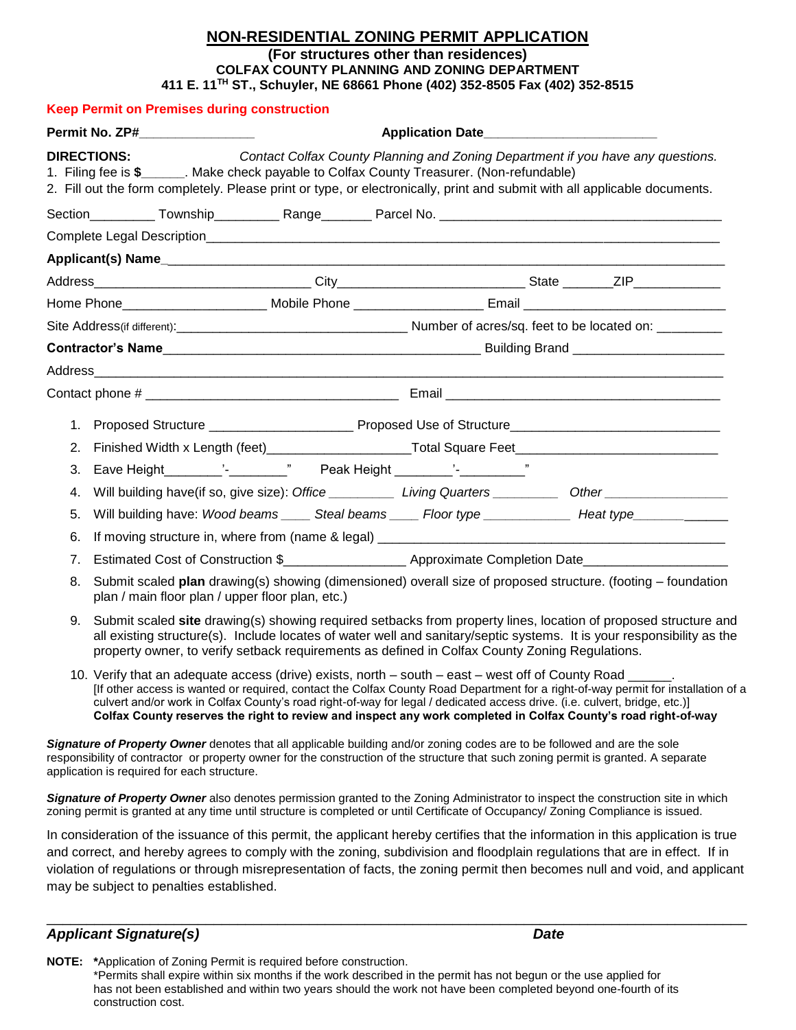# NON-RESIDENTIAL ZONING PERMIT APPLICATION

**(For structures other than residences)**
**COLFAX COUNTY PLANNING AND ZONING DEPARTMENT**
**411 E. 11TH ST., Schuyler, NE 68661 Phone (402) 352-8505 Fax (402) 352-8515**

**Keep Permit on Premises during construction**

**Permit No. ZP#_______________** **Application Date_______________________**

**DIRECTIONS:** *Contact Colfax County Planning and Zoning Department if you have any questions.*

1. Filing fee is **$______**. Make check payable to Colfax County Treasurer. (Non-refundable)
2. Fill out the form completely. Please print or type, or electronically, print and submit with all applicable documents.

Section_________ Township_________ Range_______ Parcel No. ______________________________________

Complete Legal Description_______________________________________________________________________

**Applicant(s) Name**_________________________________________________________________________

Address______________________________ City________________________ State _______ZIP____________

Home Phone___________________ Mobile Phone _________________ Email ___________________________

Site Address(if different):_______________________________ Number of acres/sq. feet to be located on: _________

**Contractor's Name**____________________________________________ Building Brand _____________________

Address_______________________________________________________________________________________

Contact phone # __________________________________ Email _____________________________________

1. Proposed Structure ___________________ Proposed Use of Structure____________________________
2. Finished Width x Length (feet)___________________Total Square Feet___________________________
3. Eave Height________'-________" Peak Height ________'-________"
4. Will building have(if so, give size): *Office* _________ *Living Quarters* _________ *Other* _________________
5. Will building have: *Wood beams* ____ *Steal beams* ____ *Floor type* ____________ *Heat type*_____________
6. If moving structure in, where from (name & legal) ____________________________________________
7. Estimated Cost of Construction $________________ Approximate Completion Date___________________
8. Submit scaled **plan** drawing(s) showing (dimensioned) overall size of proposed structure. (footing – foundation plan / main floor plan / upper floor plan, etc.)
9. Submit scaled **site** drawing(s) showing required setbacks from property lines, location of proposed structure and all existing structure(s). Include locates of water well and sanitary/septic systems. It is your responsibility as the property owner, to verify setback requirements as defined in Colfax County Zoning Regulations.
10. Verify that an adequate access (drive) exists, north – south – east – west off of County Road ______.
    [If other access is wanted or required, contact the Colfax County Road Department for a right-of-way permit for installation of a culvert and/or work in Colfax County's road right-of-way for legal / dedicated access drive. (i.e. culvert, bridge, etc.)]
    **Colfax County reserves the right to review and inspect any work completed in Colfax County's road right-of-way**

***Signature of Property Owner*** denotes that all applicable building and/or zoning codes are to be followed and are the sole responsibility of contractor or property owner for the construction of the structure that such zoning permit is granted. A separate application is required for each structure.

***Signature of Property Owner*** also denotes permission granted to the Zoning Administrator to inspect the construction site in which zoning permit is granted at any time until structure is completed or until Certificate of Occupancy/ Zoning Compliance is issued.

In consideration of the issuance of this permit, the applicant hereby certifies that the information in this application is true and correct, and hereby agrees to comply with the zoning, subdivision and floodplain regulations that are in effect. If in violation of regulations or through misrepresentation of facts, the zoning permit then becomes null and void, and applicant may be subject to penalties established.

_____________________________________________________________________________________

***Applicant Signature(s)*** ***Date***

**NOTE:** ***Application of Zoning Permit is required before construction.**
*Permits shall expire within six months if the work described in the permit has not begun or the use applied for has not been established and within two years should the work not have been completed beyond one-fourth of its construction cost.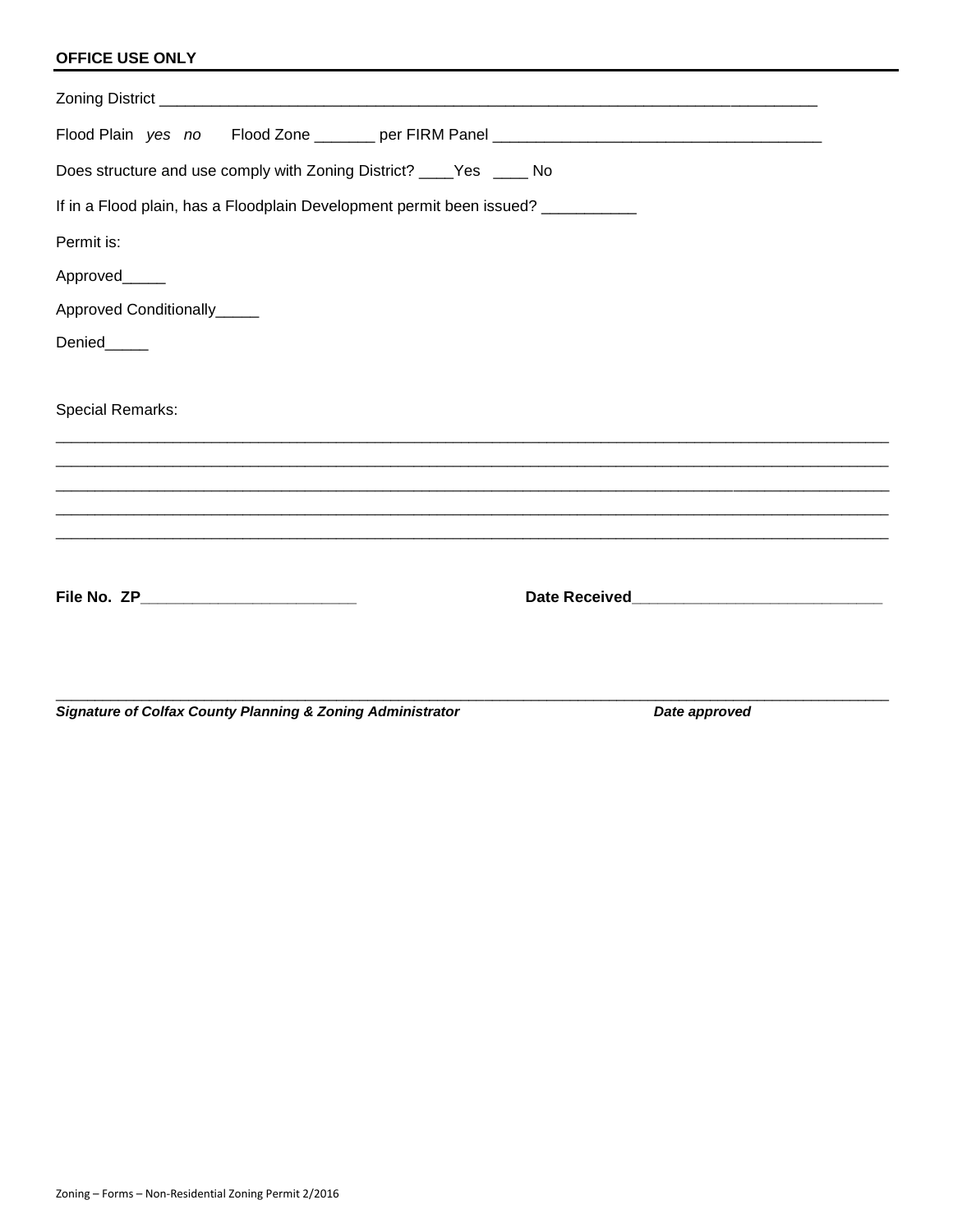**OFFICE USE ONLY**

Zoning District ___________________________________________________________________________

Flood Plain *yes no* Flood Zone _______ per FIRM Panel _____________________________________

Does structure and use comply with Zoning District? ____Yes ____ No

If in a Flood plain, has a Floodplain Development permit been issued? __________

Permit is:

Approved_____

Approved Conditionally_____

Denied_____

Special Remarks:

_______________________________________________________________________________________________

_______________________________________________________________________________________________

_______________________________________________________________________________________________

_______________________________________________________________________________________________

_______________________________________________________________________________________________

**File No. ZP________________________** **Date Received____________________________**

_______________________________________________________________________________________________

***Signature of Colfax County Planning & Zoning Administrator*** ***Date approved***

Zoning – Forms – Non-Residential Zoning Permit 2/2016